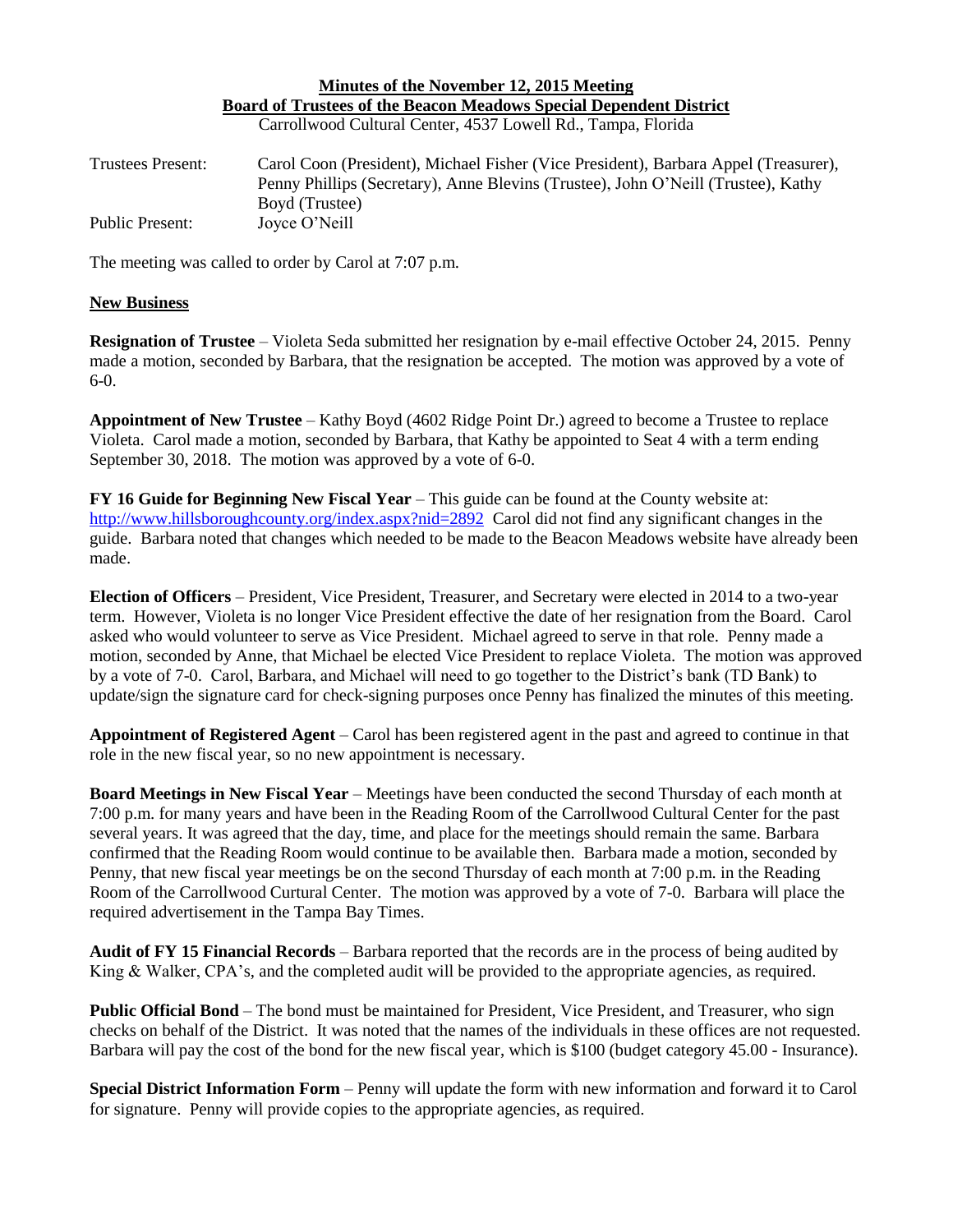# Minutes of the November 12, 2015 Meeting

## Board of Trustees of the Beacon Meadows Special Dependent District

Carrollwood Cultural Center, 4537 Lowell Rd., Tampa, Florida

| | |
|---|---|
| Trustees Present: | Carol Coon (President), Michael Fisher (Vice President), Barbara Appel (Treasurer), Penny Phillips (Secretary), Anne Blevins (Trustee), John O'Neill (Trustee), Kathy Boyd (Trustee) |
| Public Present: | Joyce O'Neill |

The meeting was called to order by Carol at 7:07 p.m.

**New Business**

**Resignation of Trustee** – Violeta Seda submitted her resignation by e-mail effective October 24, 2015. Penny made a motion, seconded by Barbara, that the resignation be accepted. The motion was approved by a vote of 6-0.

**Appointment of New Trustee** – Kathy Boyd (4602 Ridge Point Dr.) agreed to become a Trustee to replace Violeta. Carol made a motion, seconded by Barbara, that Kathy be appointed to Seat 4 with a term ending September 30, 2018. The motion was approved by a vote of 6-0.

**FY 16 Guide for Beginning New Fiscal Year** – This guide can be found at the County website at: http://www.hillsboroughcounty.org/index.aspx?nid=2892 Carol did not find any significant changes in the guide. Barbara noted that changes which needed to be made to the Beacon Meadows website have already been made.

**Election of Officers** – President, Vice President, Treasurer, and Secretary were elected in 2014 to a two-year term. However, Violeta is no longer Vice President effective the date of her resignation from the Board. Carol asked who would volunteer to serve as Vice President. Michael agreed to serve in that role. Penny made a motion, seconded by Anne, that Michael be elected Vice President to replace Violeta. The motion was approved by a vote of 7-0. Carol, Barbara, and Michael will need to go together to the District's bank (TD Bank) to update/sign the signature card for check-signing purposes once Penny has finalized the minutes of this meeting.

**Appointment of Registered Agent** – Carol has been registered agent in the past and agreed to continue in that role in the new fiscal year, so no new appointment is necessary.

**Board Meetings in New Fiscal Year** – Meetings have been conducted the second Thursday of each month at 7:00 p.m. for many years and have been in the Reading Room of the Carrollwood Cultural Center for the past several years. It was agreed that the day, time, and place for the meetings should remain the same. Barbara confirmed that the Reading Room would continue to be available then. Barbara made a motion, seconded by Penny, that new fiscal year meetings be on the second Thursday of each month at 7:00 p.m. in the Reading Room of the Carrollwood Curtural Center. The motion was approved by a vote of 7-0. Barbara will place the required advertisement in the Tampa Bay Times.

**Audit of FY 15 Financial Records** – Barbara reported that the records are in the process of being audited by King & Walker, CPA's, and the completed audit will be provided to the appropriate agencies, as required.

**Public Official Bond** – The bond must be maintained for President, Vice President, and Treasurer, who sign checks on behalf of the District. It was noted that the names of the individuals in these offices are not requested. Barbara will pay the cost of the bond for the new fiscal year, which is $100 (budget category 45.00 - Insurance).

**Special District Information Form** – Penny will update the form with new information and forward it to Carol for signature. Penny will provide copies to the appropriate agencies, as required.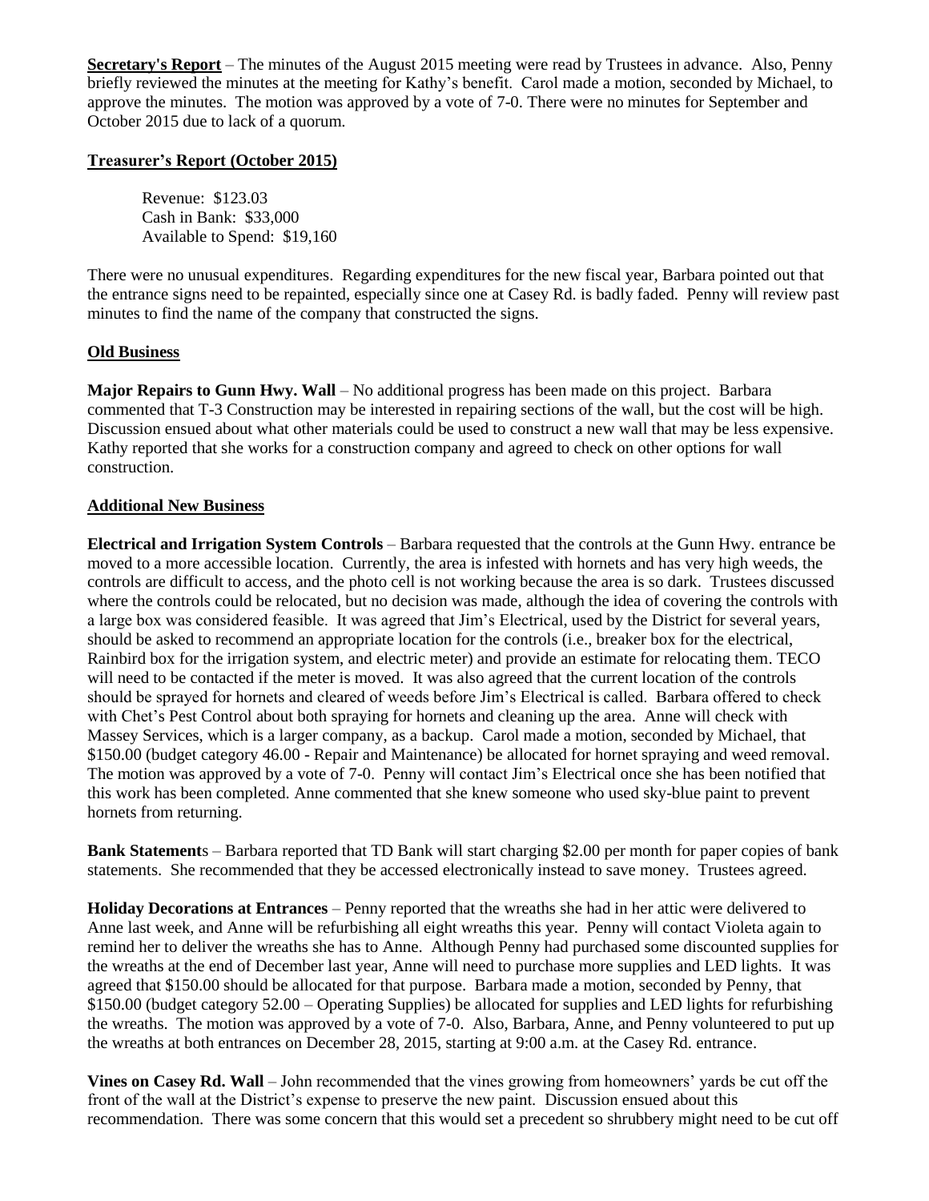**Secretary's Report** – The minutes of the August 2015 meeting were read by Trustees in advance. Also, Penny briefly reviewed the minutes at the meeting for Kathy's benefit. Carol made a motion, seconded by Michael, to approve the minutes. The motion was approved by a vote of 7-0. There were no minutes for September and October 2015 due to lack of a quorum.

**Treasurer's Report (October 2015)**

Revenue: $123.03
Cash in Bank: $33,000
Available to Spend: $19,160

There were no unusual expenditures. Regarding expenditures for the new fiscal year, Barbara pointed out that the entrance signs need to be repainted, especially since one at Casey Rd. is badly faded. Penny will review past minutes to find the name of the company that constructed the signs.

**Old Business**

**Major Repairs to Gunn Hwy. Wall** – No additional progress has been made on this project. Barbara commented that T-3 Construction may be interested in repairing sections of the wall, but the cost will be high. Discussion ensued about what other materials could be used to construct a new wall that may be less expensive. Kathy reported that she works for a construction company and agreed to check on other options for wall construction.

**Additional New Business**

**Electrical and Irrigation System Controls** – Barbara requested that the controls at the Gunn Hwy. entrance be moved to a more accessible location. Currently, the area is infested with hornets and has very high weeds, the controls are difficult to access, and the photo cell is not working because the area is so dark. Trustees discussed where the controls could be relocated, but no decision was made, although the idea of covering the controls with a large box was considered feasible. It was agreed that Jim's Electrical, used by the District for several years, should be asked to recommend an appropriate location for the controls (i.e., breaker box for the electrical, Rainbird box for the irrigation system, and electric meter) and provide an estimate for relocating them. TECO will need to be contacted if the meter is moved. It was also agreed that the current location of the controls should be sprayed for hornets and cleared of weeds before Jim's Electrical is called. Barbara offered to check with Chet's Pest Control about both spraying for hornets and cleaning up the area. Anne will check with Massey Services, which is a larger company, as a backup. Carol made a motion, seconded by Michael, that $150.00 (budget category 46.00 - Repair and Maintenance) be allocated for hornet spraying and weed removal. The motion was approved by a vote of 7-0. Penny will contact Jim's Electrical once she has been notified that this work has been completed. Anne commented that she knew someone who used sky-blue paint to prevent hornets from returning.

**Bank Statements** – Barbara reported that TD Bank will start charging $2.00 per month for paper copies of bank statements. She recommended that they be accessed electronically instead to save money. Trustees agreed.

**Holiday Decorations at Entrances** – Penny reported that the wreaths she had in her attic were delivered to Anne last week, and Anne will be refurbishing all eight wreaths this year. Penny will contact Violeta again to remind her to deliver the wreaths she has to Anne. Although Penny had purchased some discounted supplies for the wreaths at the end of December last year, Anne will need to purchase more supplies and LED lights. It was agreed that $150.00 should be allocated for that purpose. Barbara made a motion, seconded by Penny, that $150.00 (budget category 52.00 – Operating Supplies) be allocated for supplies and LED lights for refurbishing the wreaths. The motion was approved by a vote of 7-0. Also, Barbara, Anne, and Penny volunteered to put up the wreaths at both entrances on December 28, 2015, starting at 9:00 a.m. at the Casey Rd. entrance.

**Vines on Casey Rd. Wall** – John recommended that the vines growing from homeowners' yards be cut off the front of the wall at the District's expense to preserve the new paint. Discussion ensued about this recommendation. There was some concern that this would set a precedent so shrubbery might need to be cut off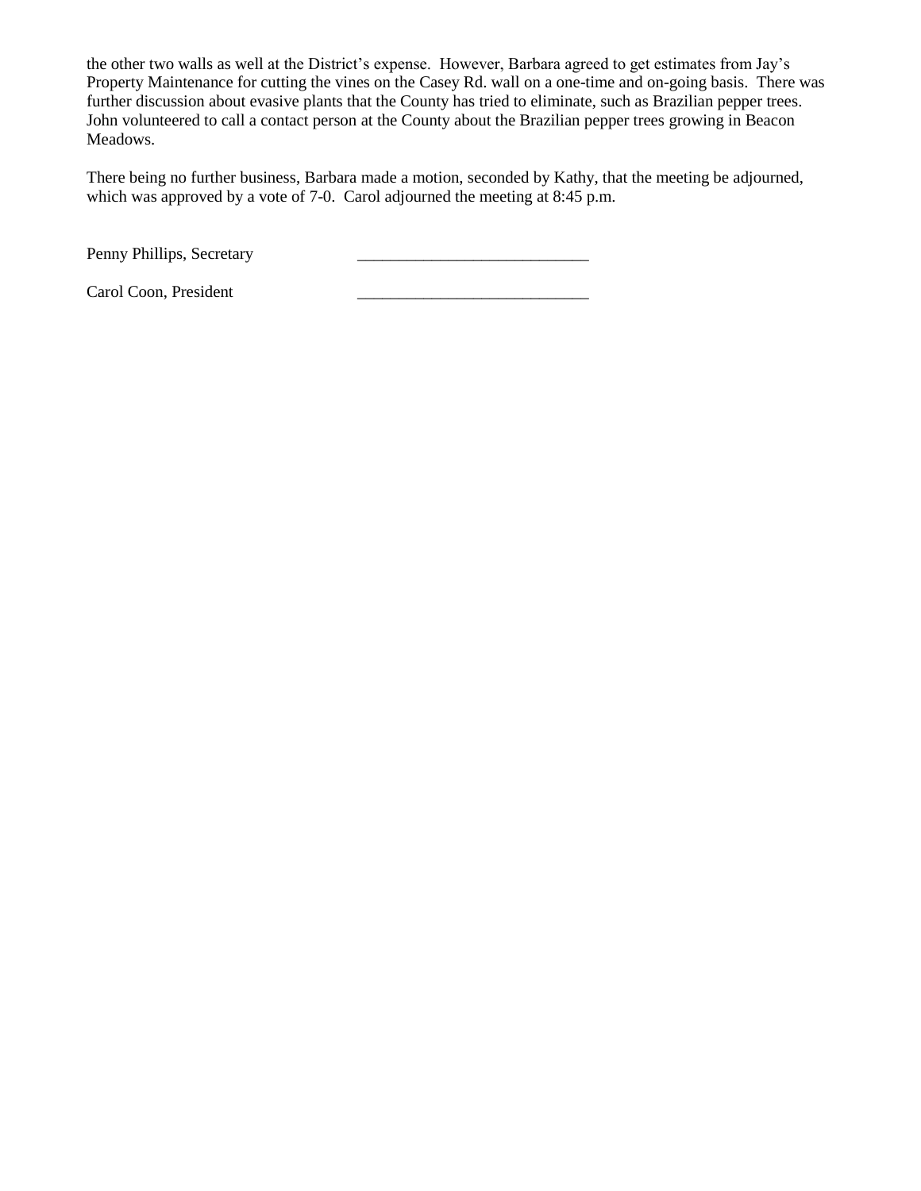the other two walls as well at the District's expense. However, Barbara agreed to get estimates from Jay's Property Maintenance for cutting the vines on the Casey Rd. wall on a one-time and on-going basis. There was further discussion about evasive plants that the County has tried to eliminate, such as Brazilian pepper trees. John volunteered to call a contact person at the County about the Brazilian pepper trees growing in Beacon Meadows.

There being no further business, Barbara made a motion, seconded by Kathy, that the meeting be adjourned, which was approved by a vote of 7-0. Carol adjourned the meeting at 8:45 p.m.

Penny Phillips, Secretary ____________________________

Carol Coon, President ____________________________